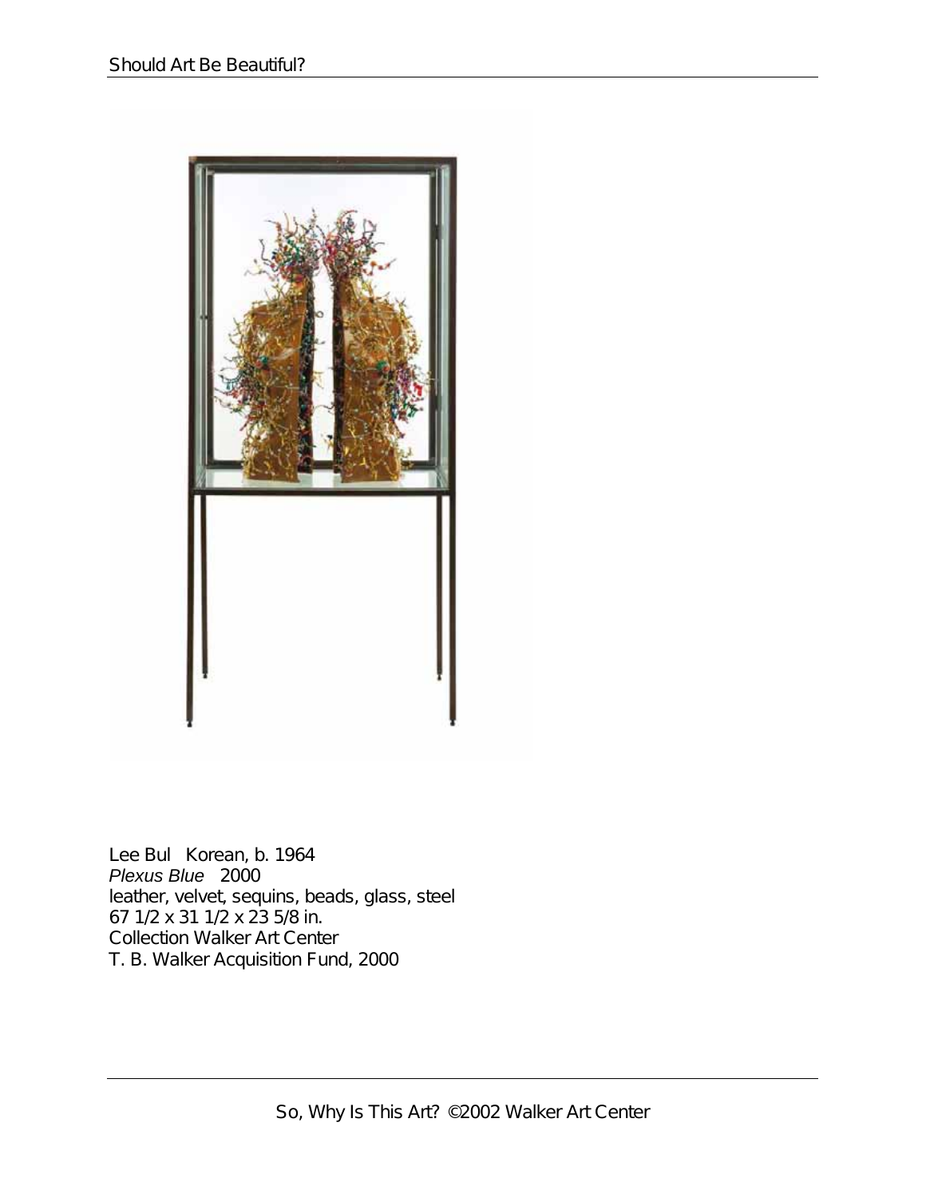Lee Bul Korean, b. 1964
*Plexus Blue* 2000
leather, velvet, sequins, beads, glass, steel
67 1/2 x 31 1/2 x 23 5/8 in.
Collection Walker Art Center
T. B. Walker Acquisition Fund, 2000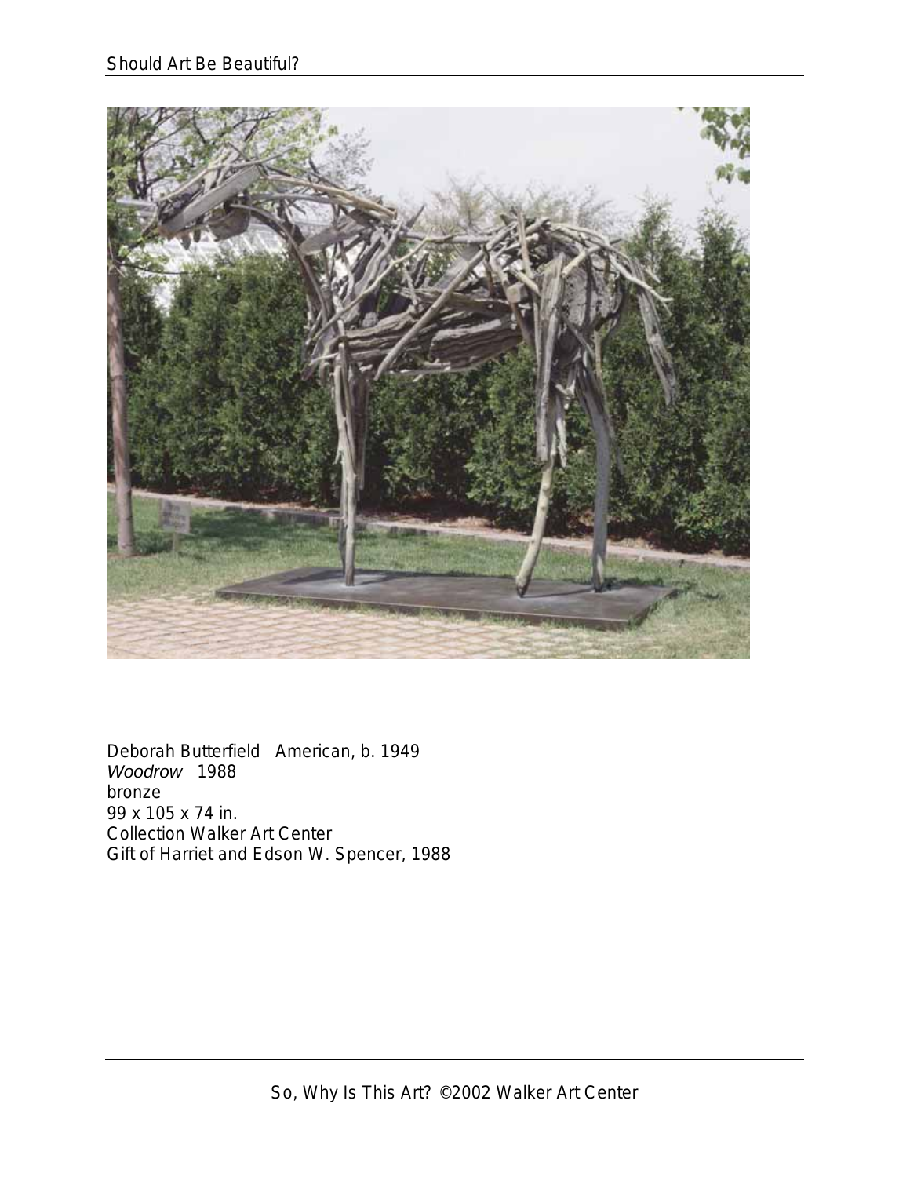Deborah Butterfield American, b. 1949
*Woodrow* 1988
bronze
99 x 105 x 74 in.
Collection Walker Art Center
Gift of Harriet and Edson W. Spencer, 1988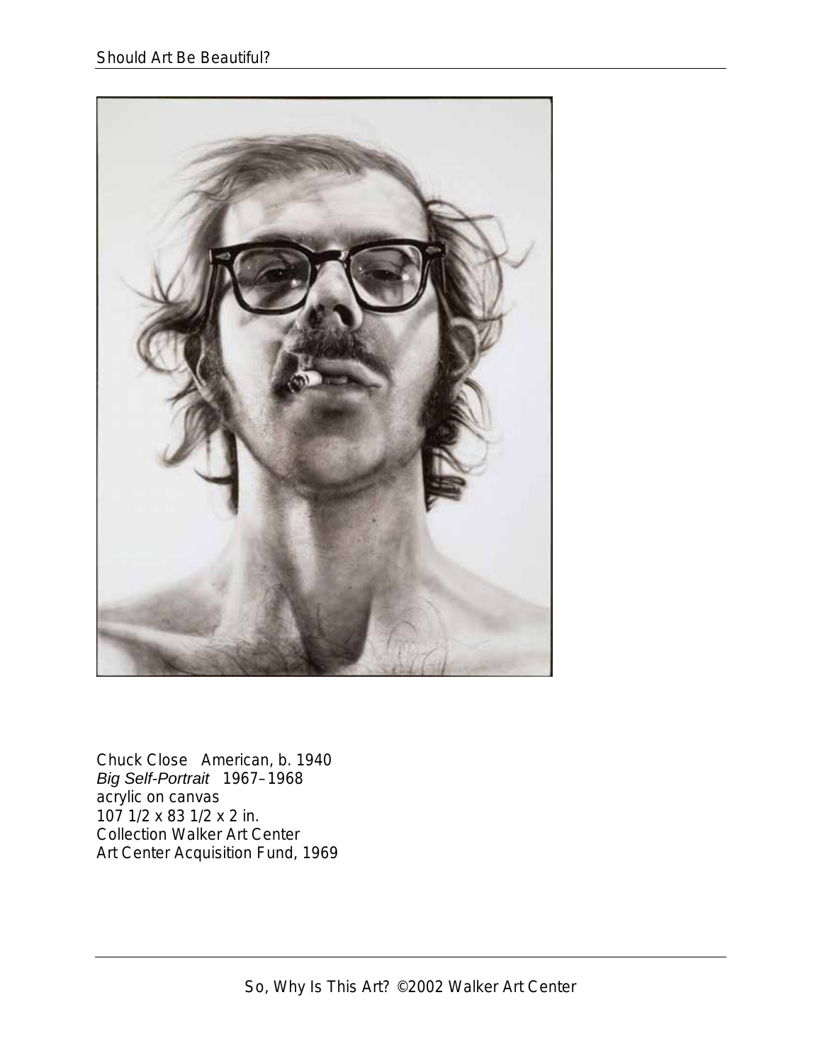Chuck Close American, b. 1940
*Big Self-Portrait* 1967–1968
acrylic on canvas
107 1/2 x 83 1/2 x 2 in.
Collection Walker Art Center
Art Center Acquisition Fund, 1969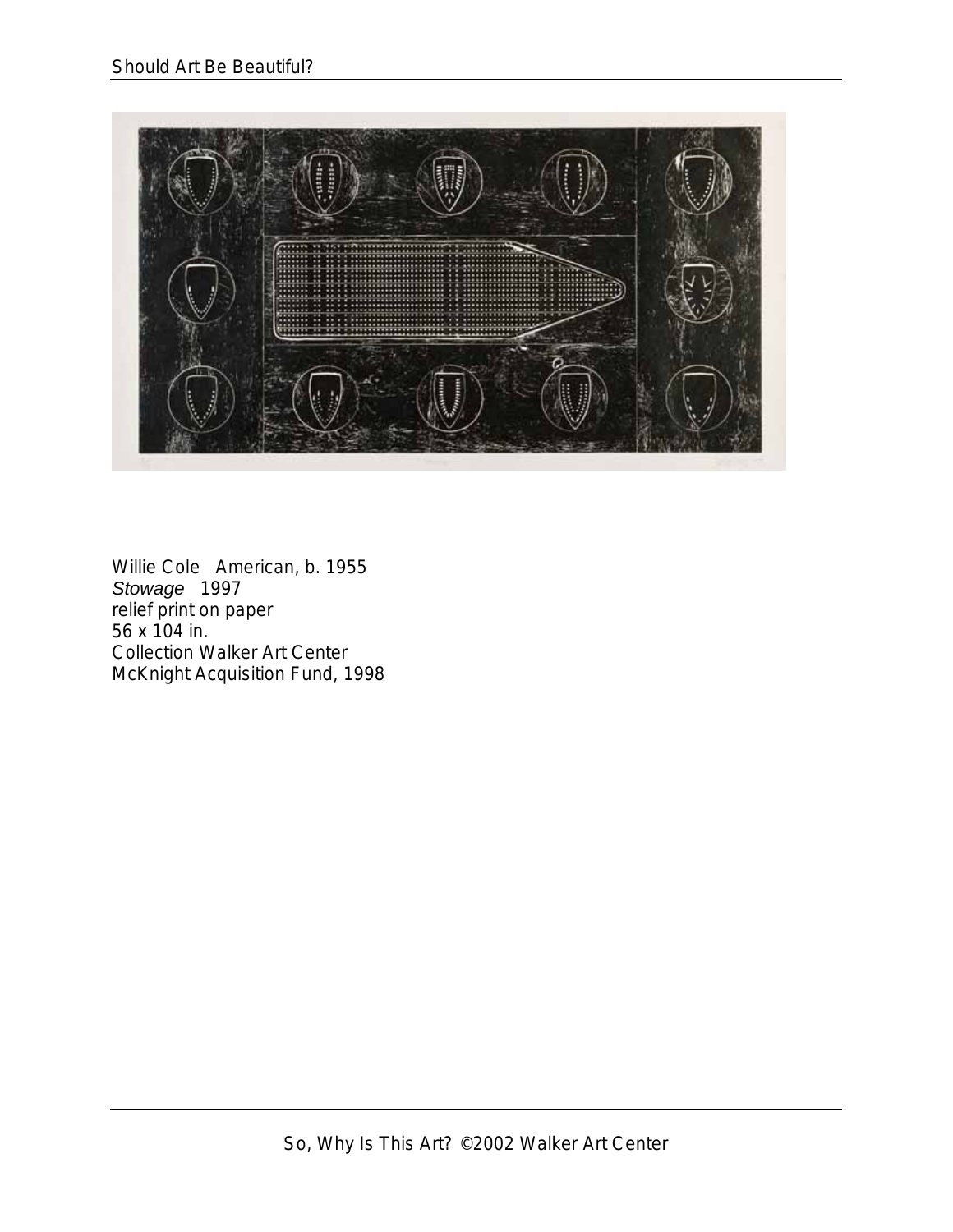Willie Cole American, b. 1955
*Stowage* 1997
relief print on paper
56 x 104 in.
Collection Walker Art Center
McKnight Acquisition Fund, 1998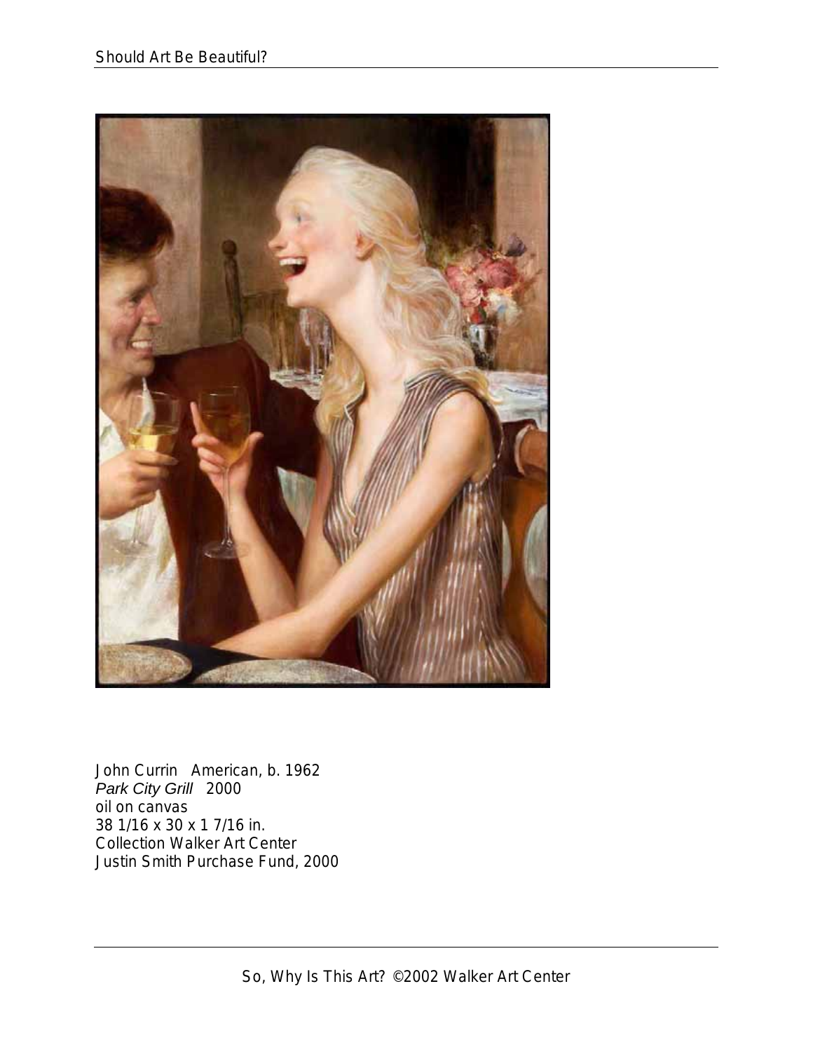John Currin American, b. 1962
*Park City Grill* 2000
oil on canvas
38 1/16 x 30 x 1 7/16 in.
Collection Walker Art Center
Justin Smith Purchase Fund, 2000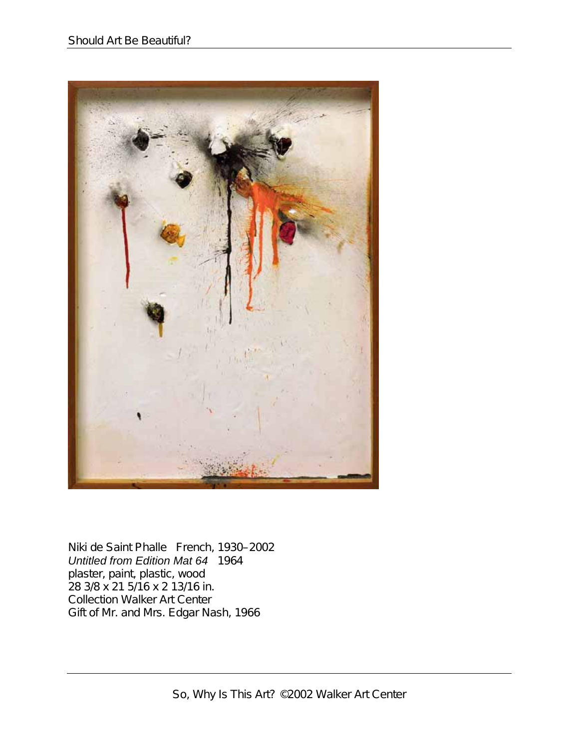Niki de Saint Phalle French, 1930–2002
*Untitled from Edition Mat 64* 1964
plaster, paint, plastic, wood
28 3/8 x 21 5/16 x 2 13/16 in.
Collection Walker Art Center
Gift of Mr. and Mrs. Edgar Nash, 1966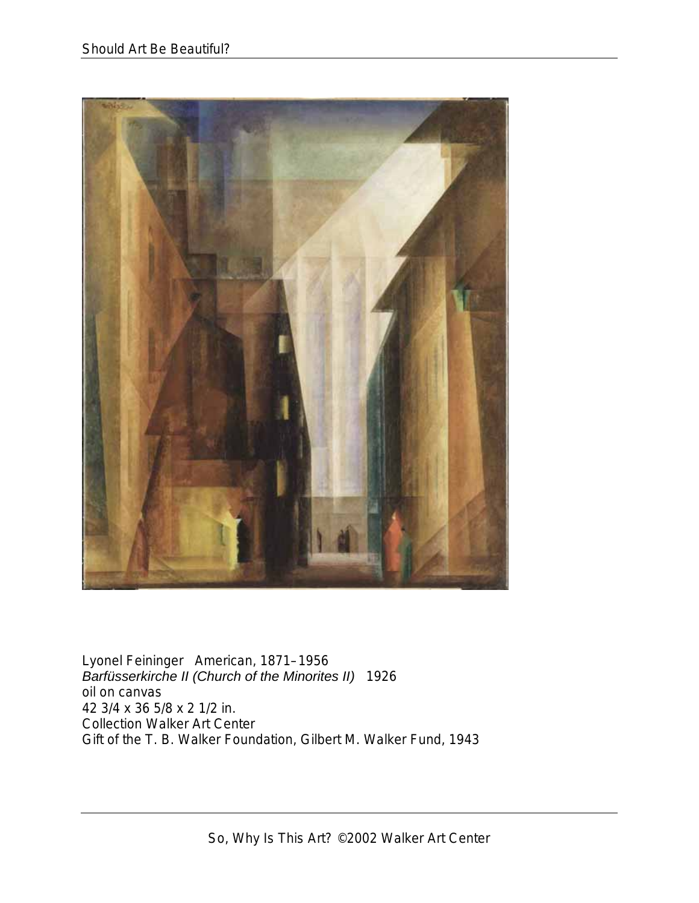Lyonel Feininger American, 1871–1956
*Barfüsserkirche II (Church of the Minorites II)* 1926
oil on canvas
42 3/4 x 36 5/8 x 2 1/2 in.
Collection Walker Art Center
Gift of the T. B. Walker Foundation, Gilbert M. Walker Fund, 1943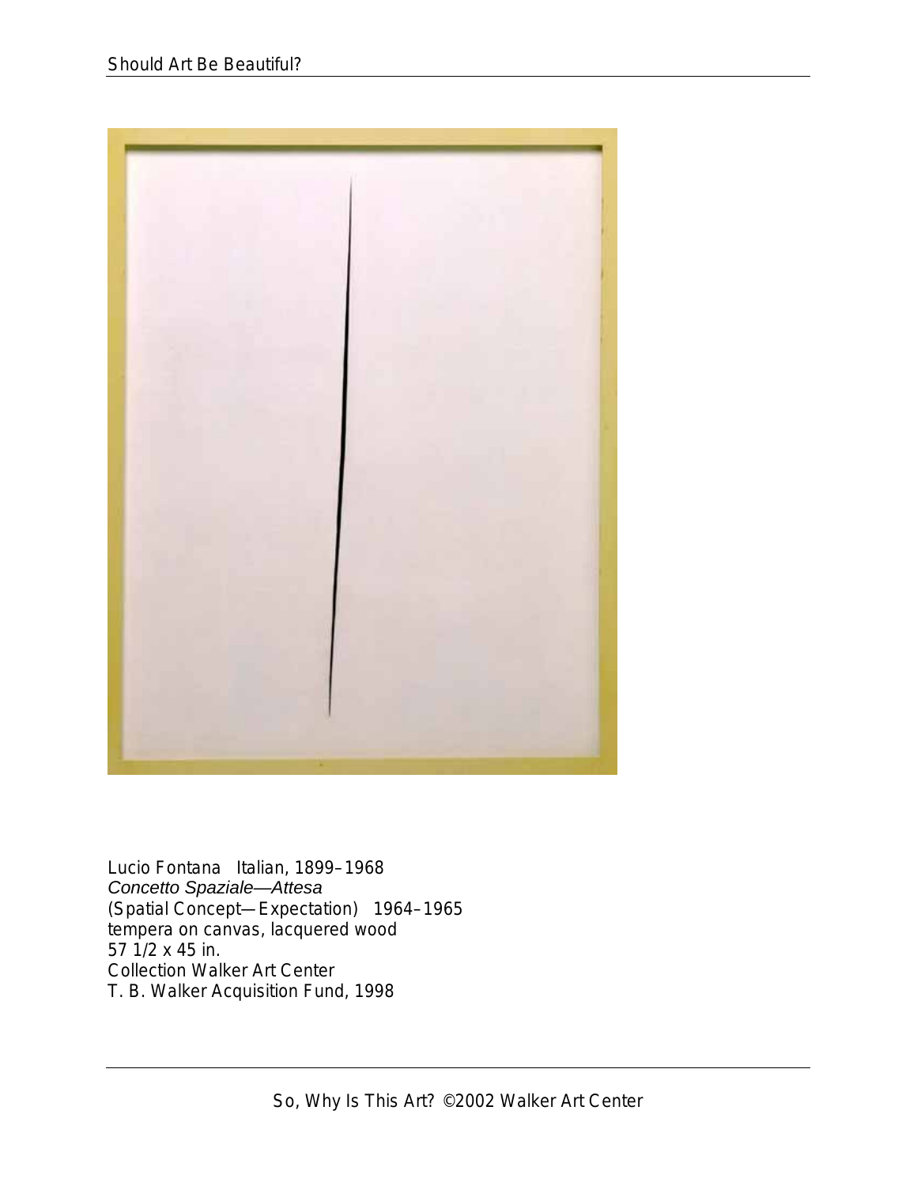Lucio Fontana Italian, 1899–1968
*Concetto Spaziale—Attesa*
(Spatial Concept—Expectation) 1964–1965
tempera on canvas, lacquered wood
57 1/2 x 45 in.
Collection Walker Art Center
T. B. Walker Acquisition Fund, 1998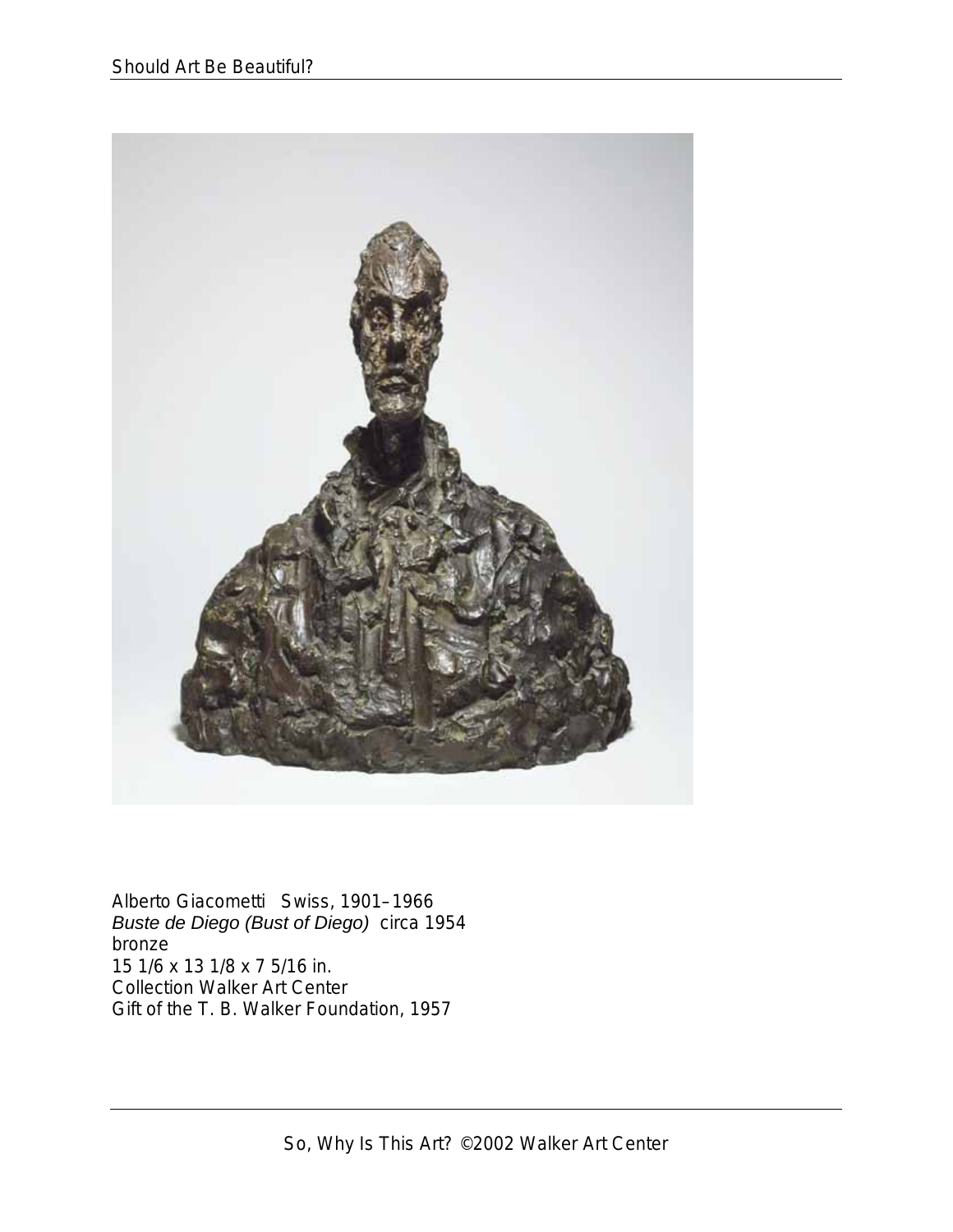Alberto Giacometti Swiss, 1901–1966
*Buste de Diego (Bust of Diego)* circa 1954
bronze
15 1/6 x 13 1/8 x 7 5/16 in.
Collection Walker Art Center
Gift of the T. B. Walker Foundation, 1957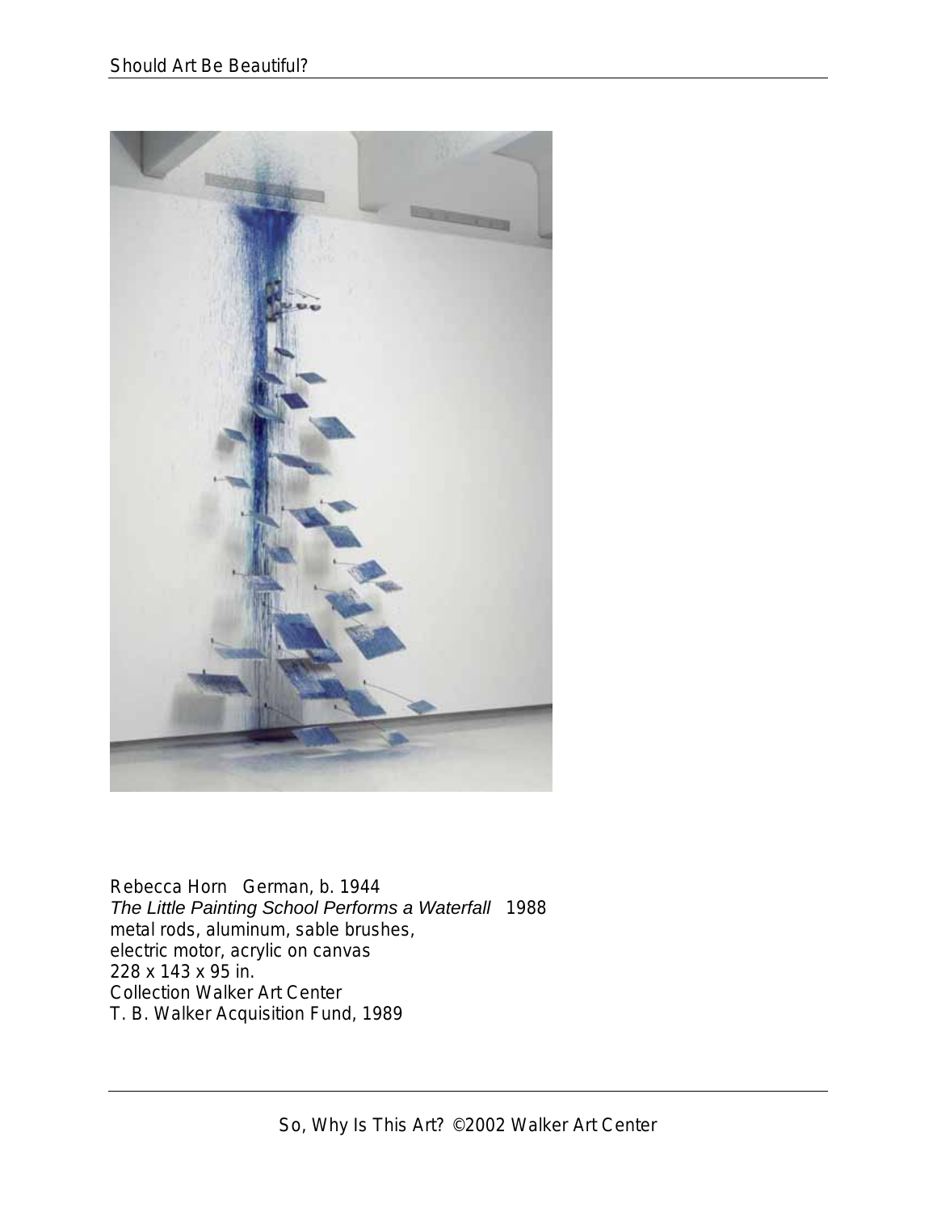Rebecca Horn German, b. 1944
*The Little Painting School Performs a Waterfall* 1988
metal rods, aluminum, sable brushes,
electric motor, acrylic on canvas
228 x 143 x 95 in.
Collection Walker Art Center
T. B. Walker Acquisition Fund, 1989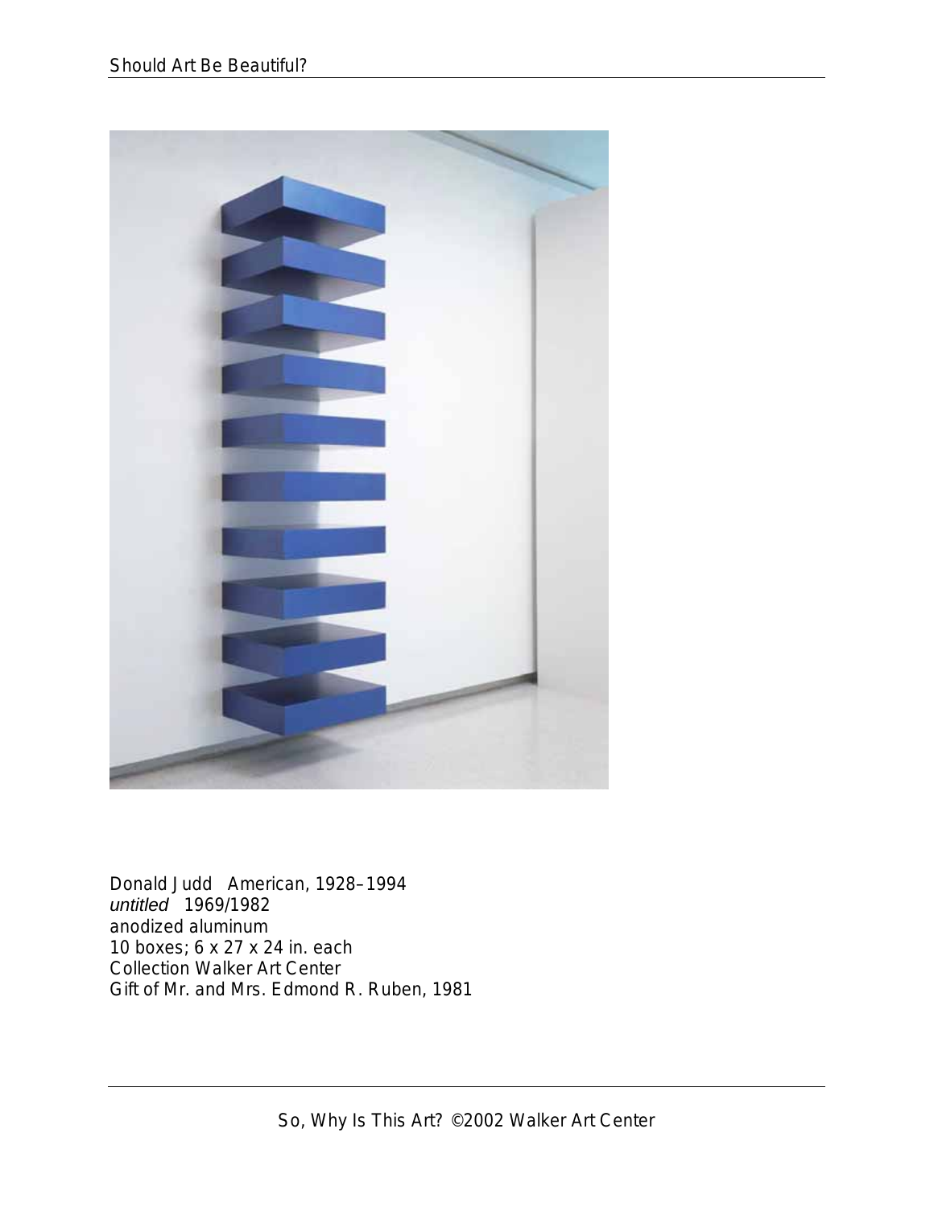Donald Judd American, 1928–1994
*untitled* 1969/1982
anodized aluminum
10 boxes; 6 x 27 x 24 in. each
Collection Walker Art Center
Gift of Mr. and Mrs. Edmond R. Ruben, 1981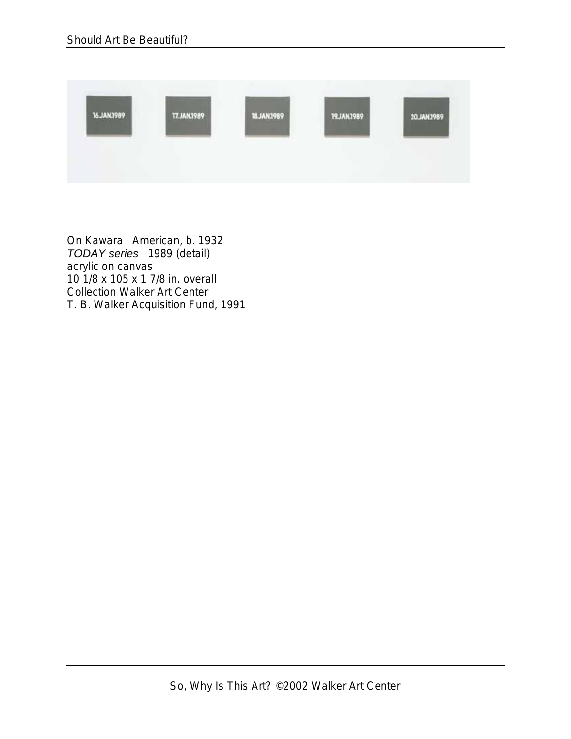On Kawara American, b. 1932
*TODAY series* 1989 (detail)
acrylic on canvas
10 1/8 x 105 x 1 7/8 in. overall
Collection Walker Art Center
T. B. Walker Acquisition Fund, 1991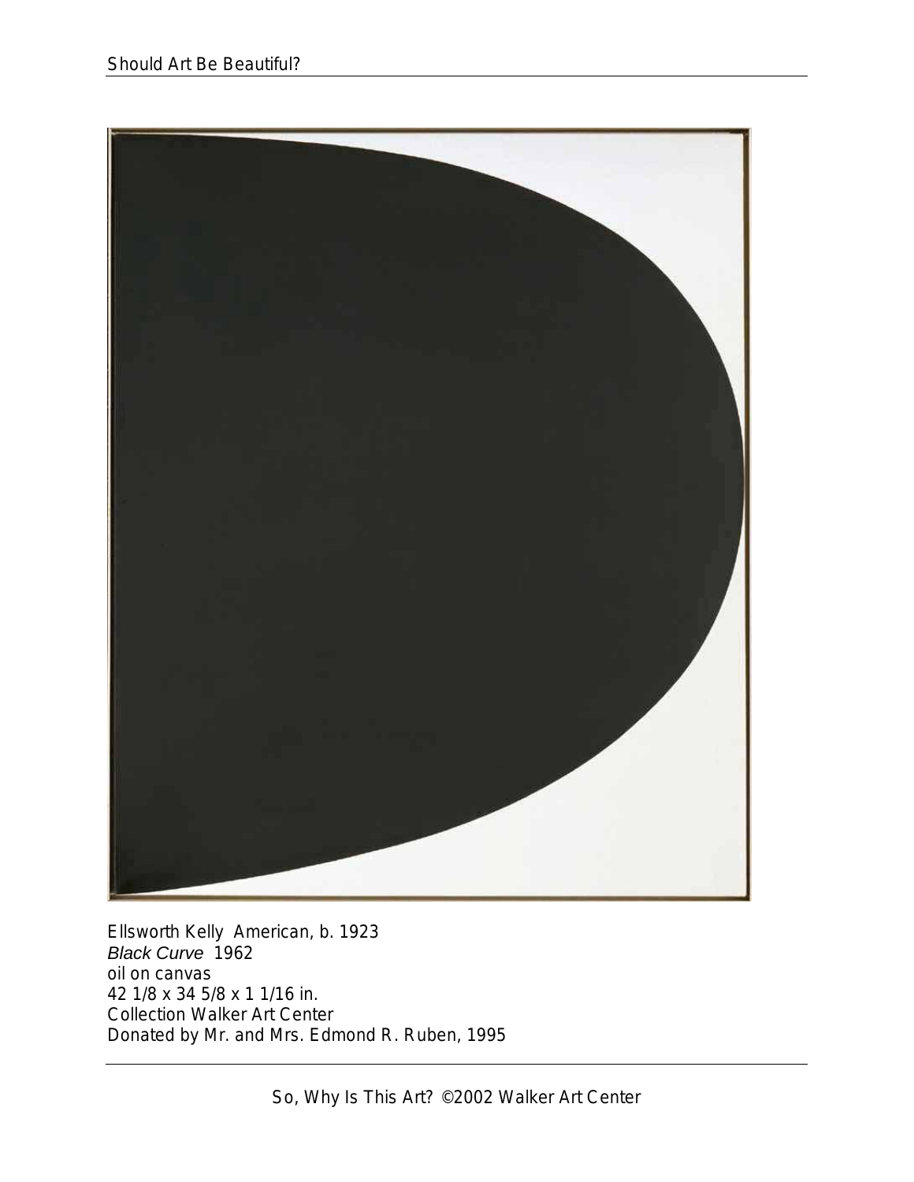Ellsworth Kelly American, b. 1923
*Black Curve* 1962
oil on canvas
42 1/8 x 34 5/8 x 1 1/16 in.
Collection Walker Art Center
Donated by Mr. and Mrs. Edmond R. Ruben, 1995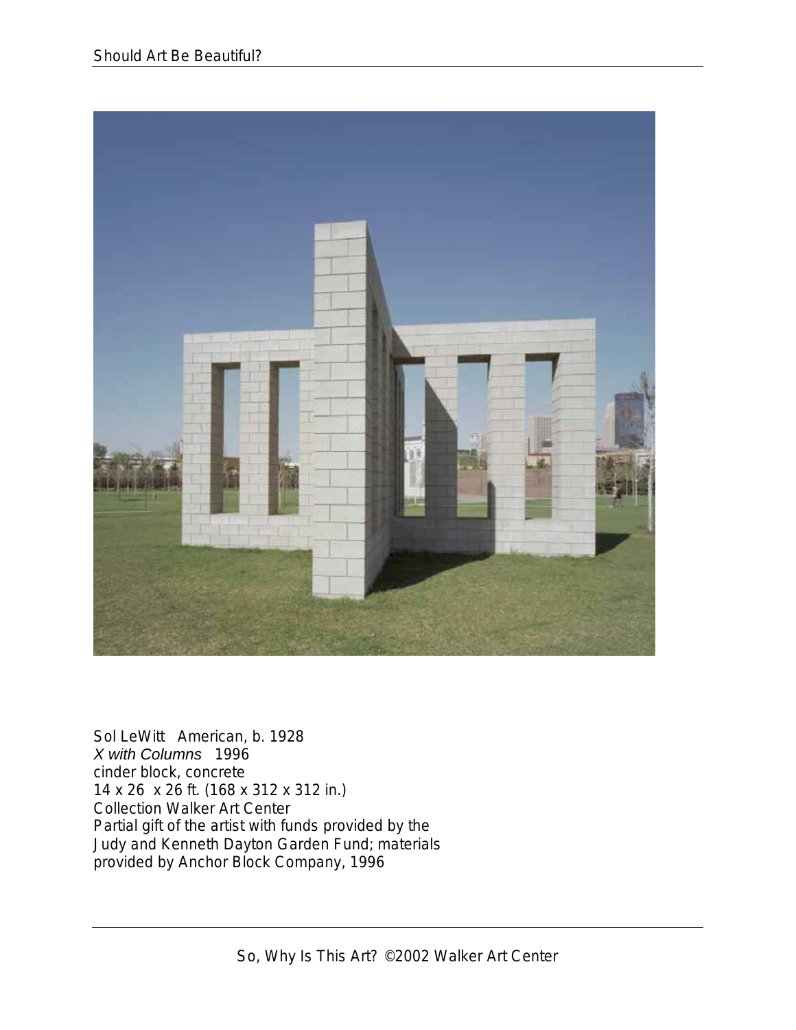Sol LeWitt American, b. 1928
*X with Columns* 1996
cinder block, concrete
14 x 26 x 26 ft. (168 x 312 x 312 in.)
Collection Walker Art Center
Partial gift of the artist with funds provided by the Judy and Kenneth Dayton Garden Fund; materials provided by Anchor Block Company, 1996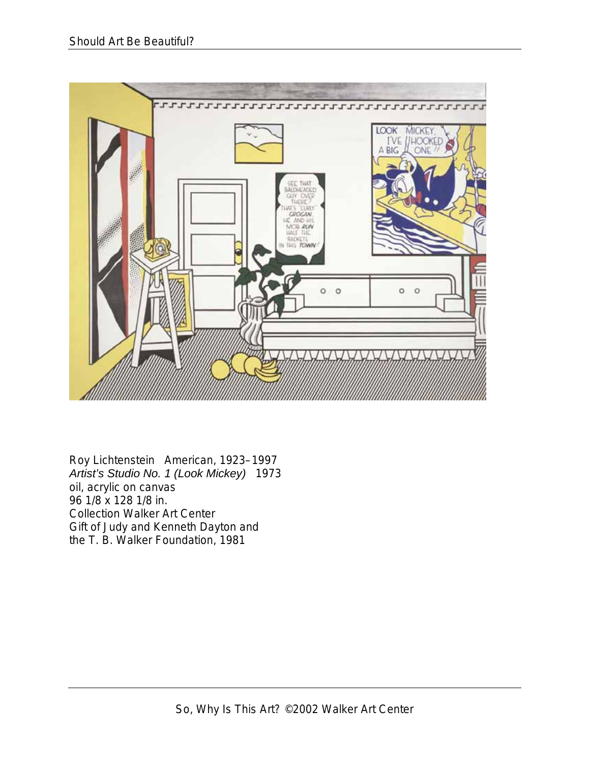Roy Lichtenstein American, 1923–1997
*Artist's Studio No. 1 (Look Mickey)* 1973
oil, acrylic on canvas
96 1/8 x 128 1/8 in.
Collection Walker Art Center
Gift of Judy and Kenneth Dayton and
the T. B. Walker Foundation, 1981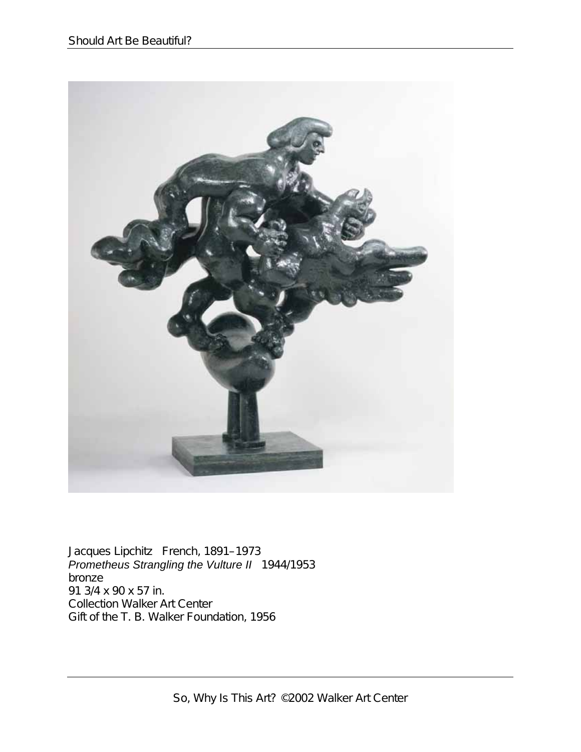Jacques Lipchitz French, 1891–1973
*Prometheus Strangling the Vulture II* 1944/1953
bronze
91 3/4 x 90 x 57 in.
Collection Walker Art Center
Gift of the T. B. Walker Foundation, 1956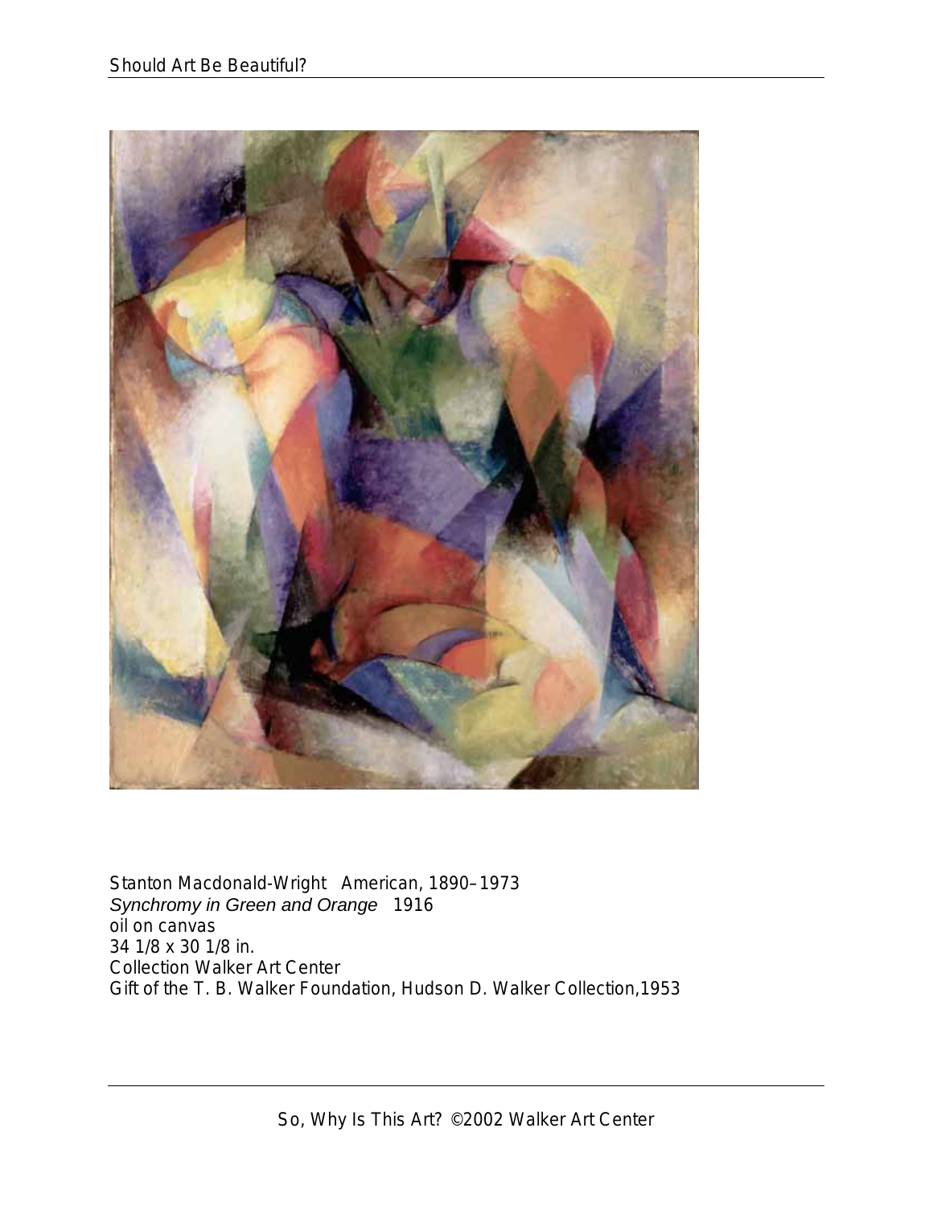Stanton Macdonald-Wright American, 1890–1973
*Synchromy in Green and Orange* 1916
oil on canvas
34 1/8 x 30 1/8 in.
Collection Walker Art Center
Gift of the T. B. Walker Foundation, Hudson D. Walker Collection,1953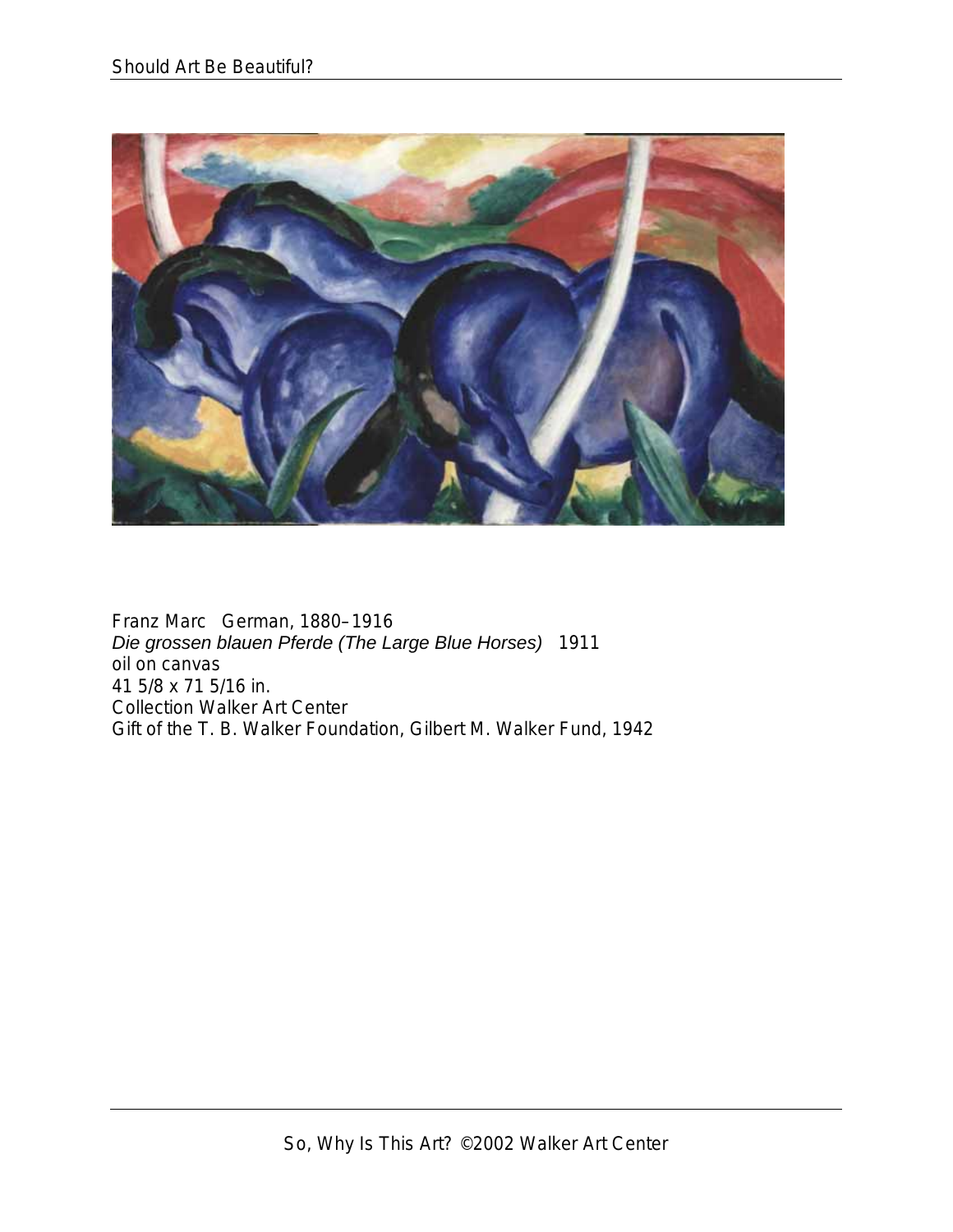Franz Marc German, 1880–1916
*Die grossen blauen Pferde (The Large Blue Horses)* 1911
oil on canvas
41 5/8 x 71 5/16 in.
Collection Walker Art Center
Gift of the T. B. Walker Foundation, Gilbert M. Walker Fund, 1942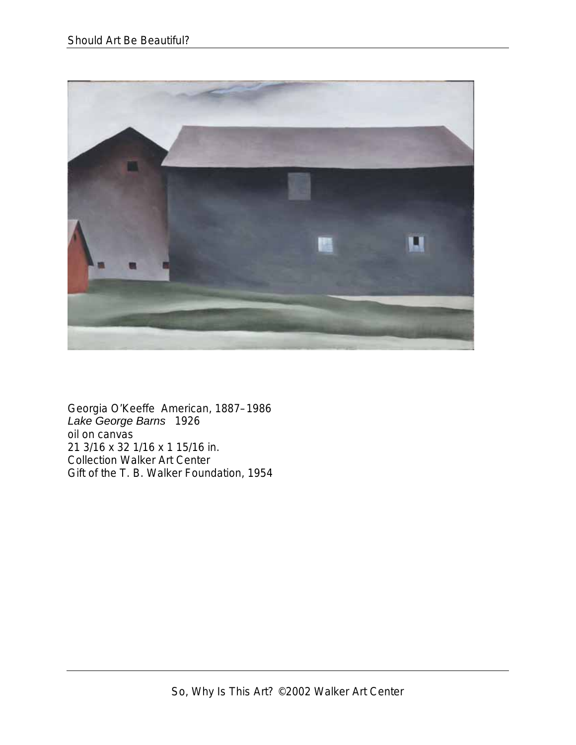Georgia O'Keeffe American, 1887–1986
*Lake George Barns* 1926
oil on canvas
21 3/16 x 32 1/16 x 1 15/16 in.
Collection Walker Art Center
Gift of the T. B. Walker Foundation, 1954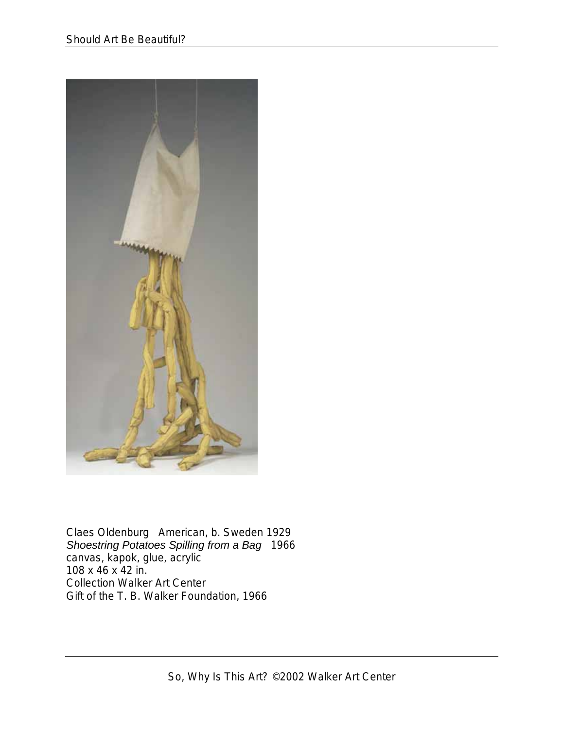Claes Oldenburg American, b. Sweden 1929
*Shoestring Potatoes Spilling from a Bag* 1966
canvas, kapok, glue, acrylic
108 x 46 x 42 in.
Collection Walker Art Center
Gift of the T. B. Walker Foundation, 1966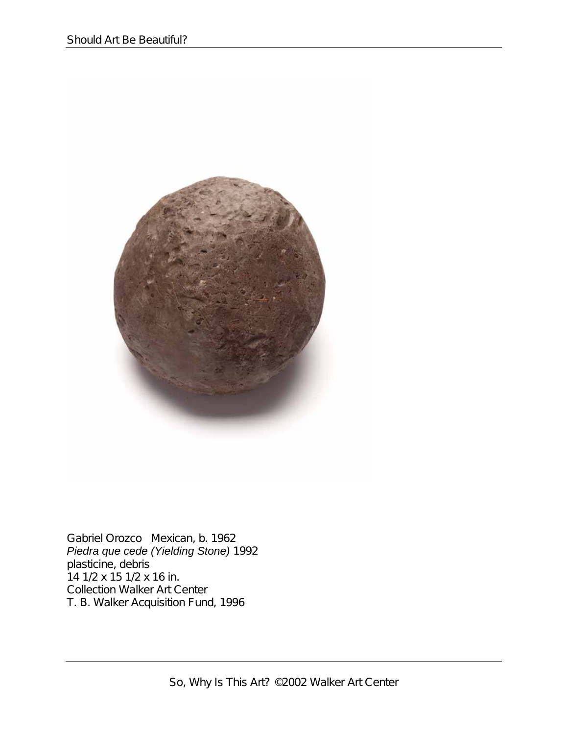Gabriel Orozco   Mexican, b. 1962
*Piedra que cede (Yielding Stone)* 1992
plasticine, debris
14 1/2 x 15 1/2 x 16 in.
Collection Walker Art Center
T. B. Walker Acquisition Fund, 1996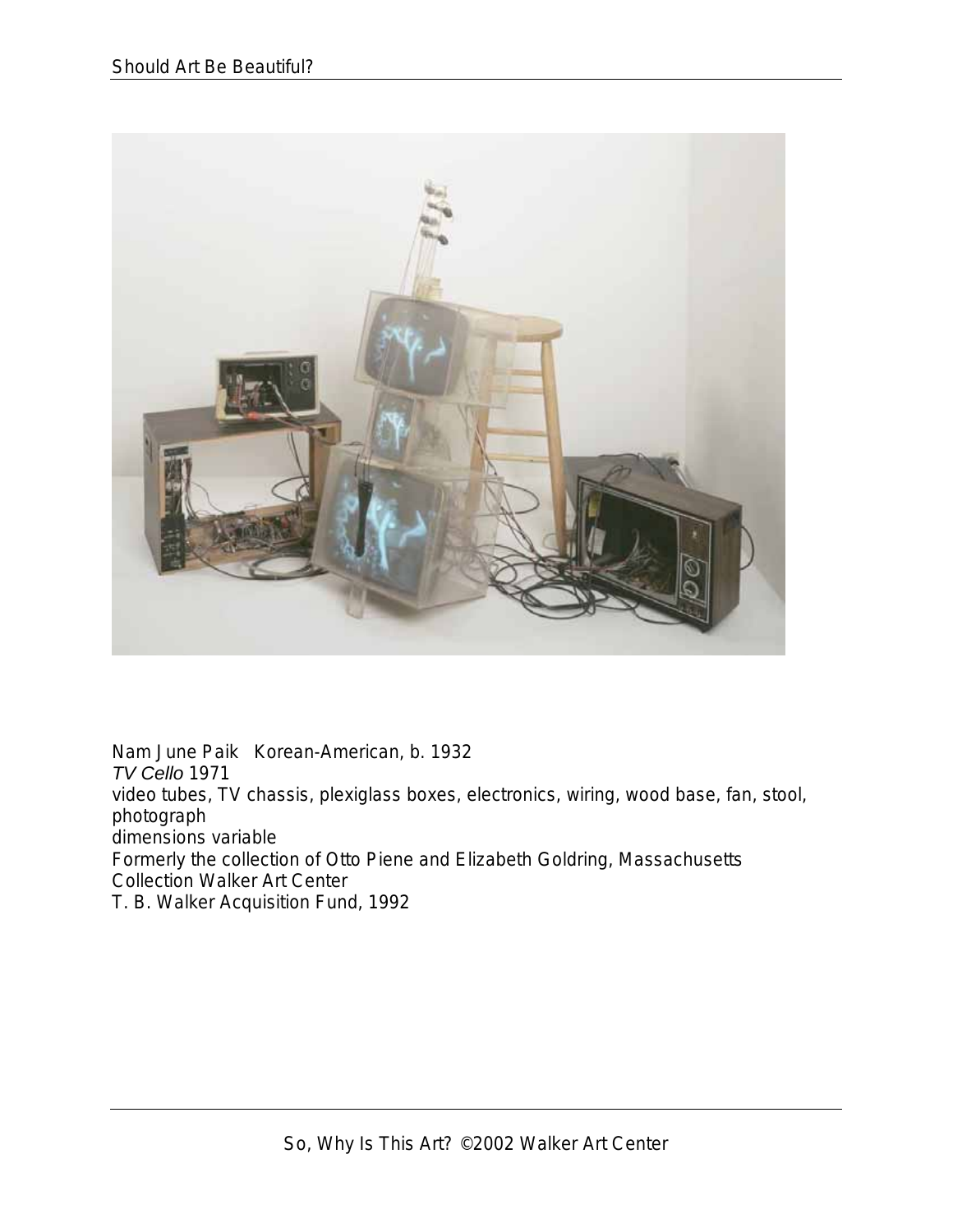Nam June Paik Korean-American, b. 1932
*TV Cello* 1971
video tubes, TV chassis, plexiglass boxes, electronics, wiring, wood base, fan, stool, photograph
dimensions variable
Formerly the collection of Otto Piene and Elizabeth Goldring, Massachusetts
Collection Walker Art Center
T. B. Walker Acquisition Fund, 1992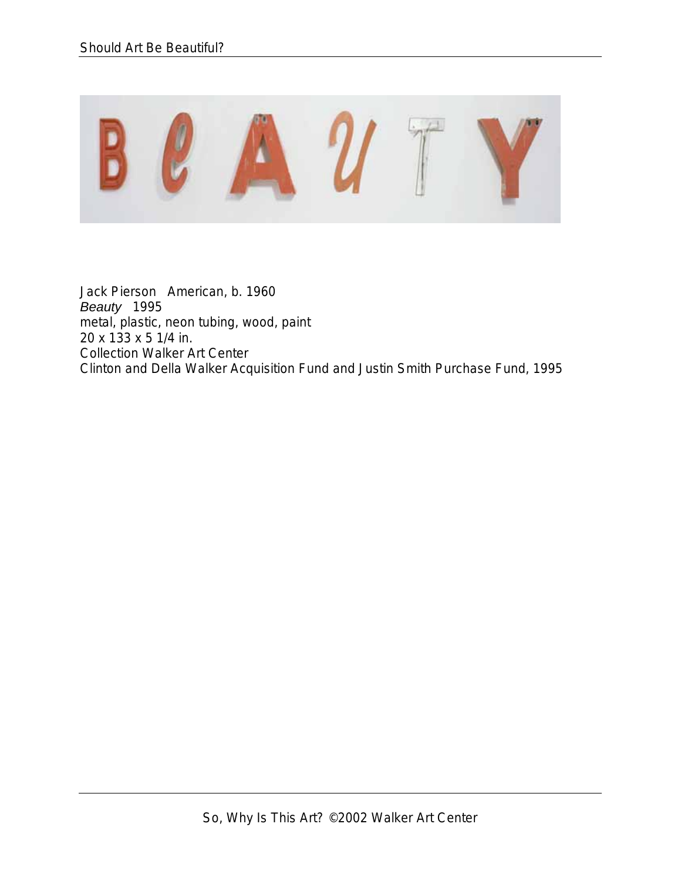Jack Pierson American, b. 1960
*Beauty* 1995
metal, plastic, neon tubing, wood, paint
20 x 133 x 5 1/4 in.
Collection Walker Art Center
Clinton and Della Walker Acquisition Fund and Justin Smith Purchase Fund, 1995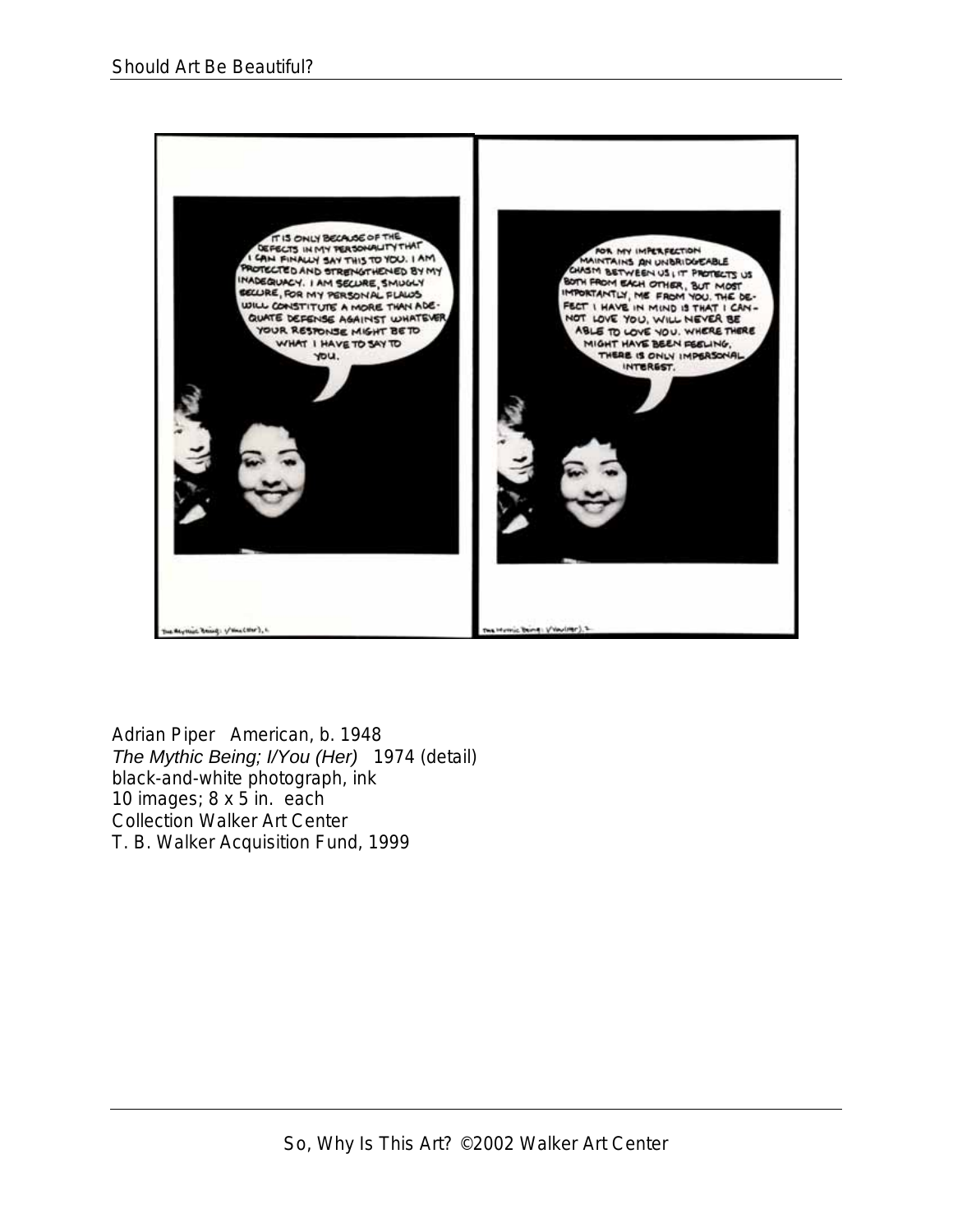Adrian Piper American, b. 1948
*The Mythic Being; I/You (Her)* 1974 (detail)
black-and-white photograph, ink
10 images; 8 x 5 in. each
Collection Walker Art Center
T. B. Walker Acquisition Fund, 1999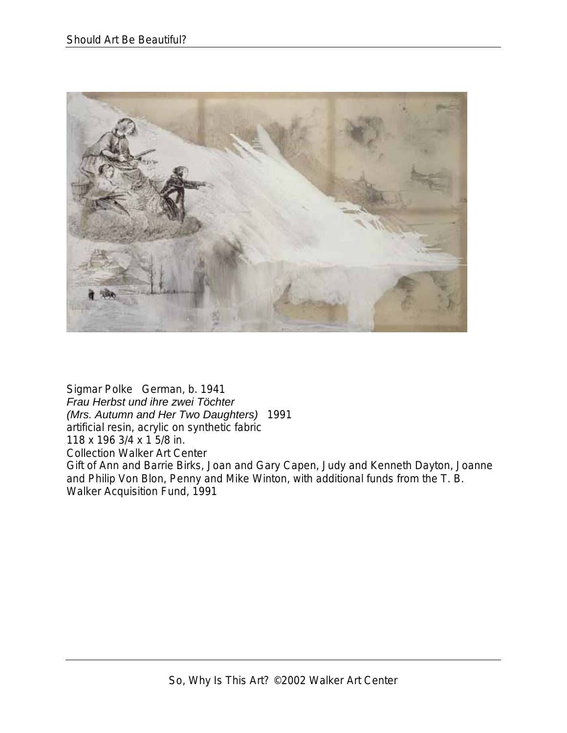Sigmar Polke German, b. 1941
*Frau Herbst und ihre zwei Töchter*
*(Mrs. Autumn and Her Two Daughters)* 1991
artificial resin, acrylic on synthetic fabric
118 x 196 3/4 x 1 5/8 in.
Collection Walker Art Center
Gift of Ann and Barrie Birks, Joan and Gary Capen, Judy and Kenneth Dayton, Joanne and Philip Von Blon, Penny and Mike Winton, with additional funds from the T. B. Walker Acquisition Fund, 1991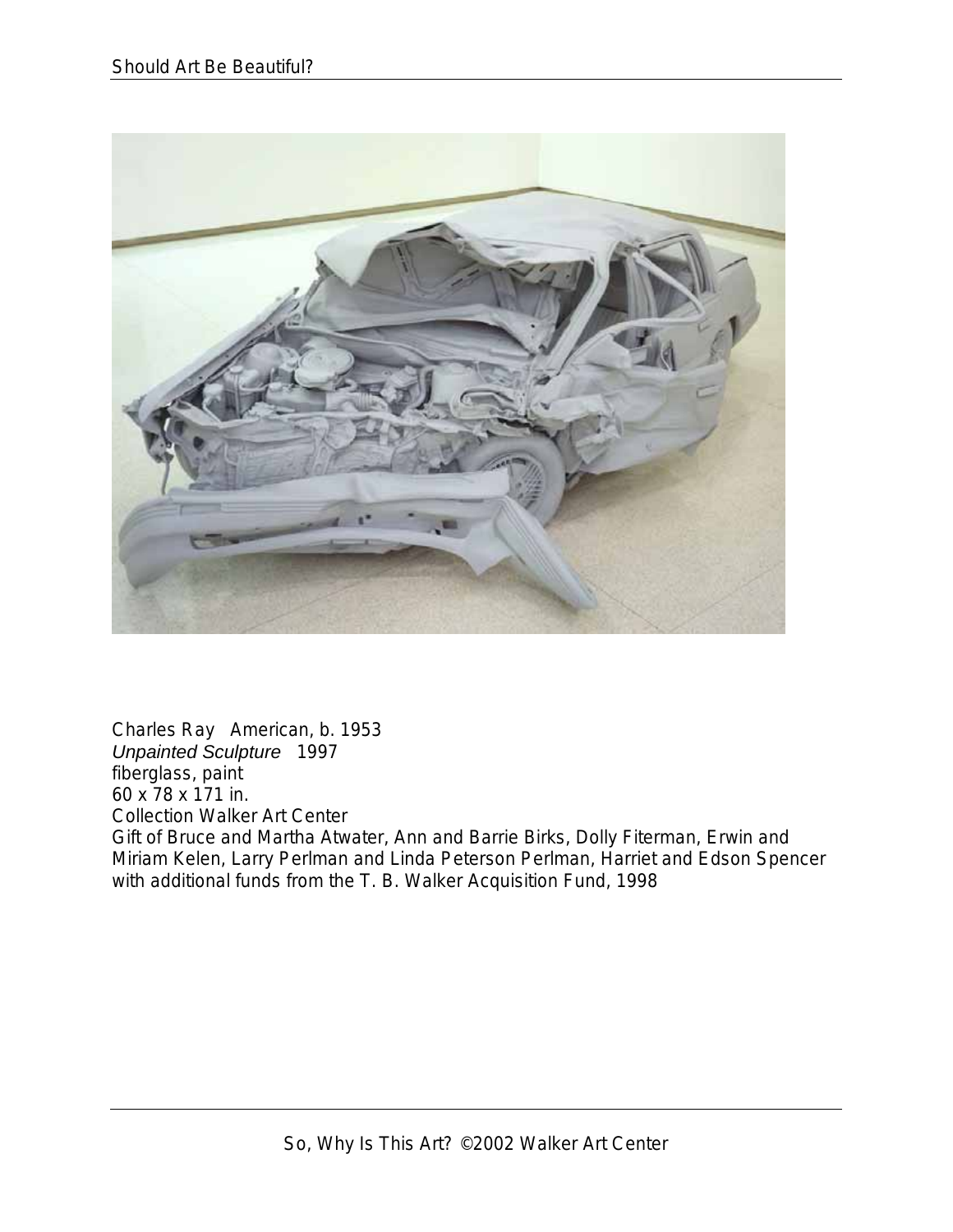Charles Ray American, b. 1953
*Unpainted Sculpture* 1997
fiberglass, paint
60 x 78 x 171 in.
Collection Walker Art Center
Gift of Bruce and Martha Atwater, Ann and Barrie Birks, Dolly Fiterman, Erwin and Miriam Kelen, Larry Perlman and Linda Peterson Perlman, Harriet and Edson Spencer with additional funds from the T. B. Walker Acquisition Fund, 1998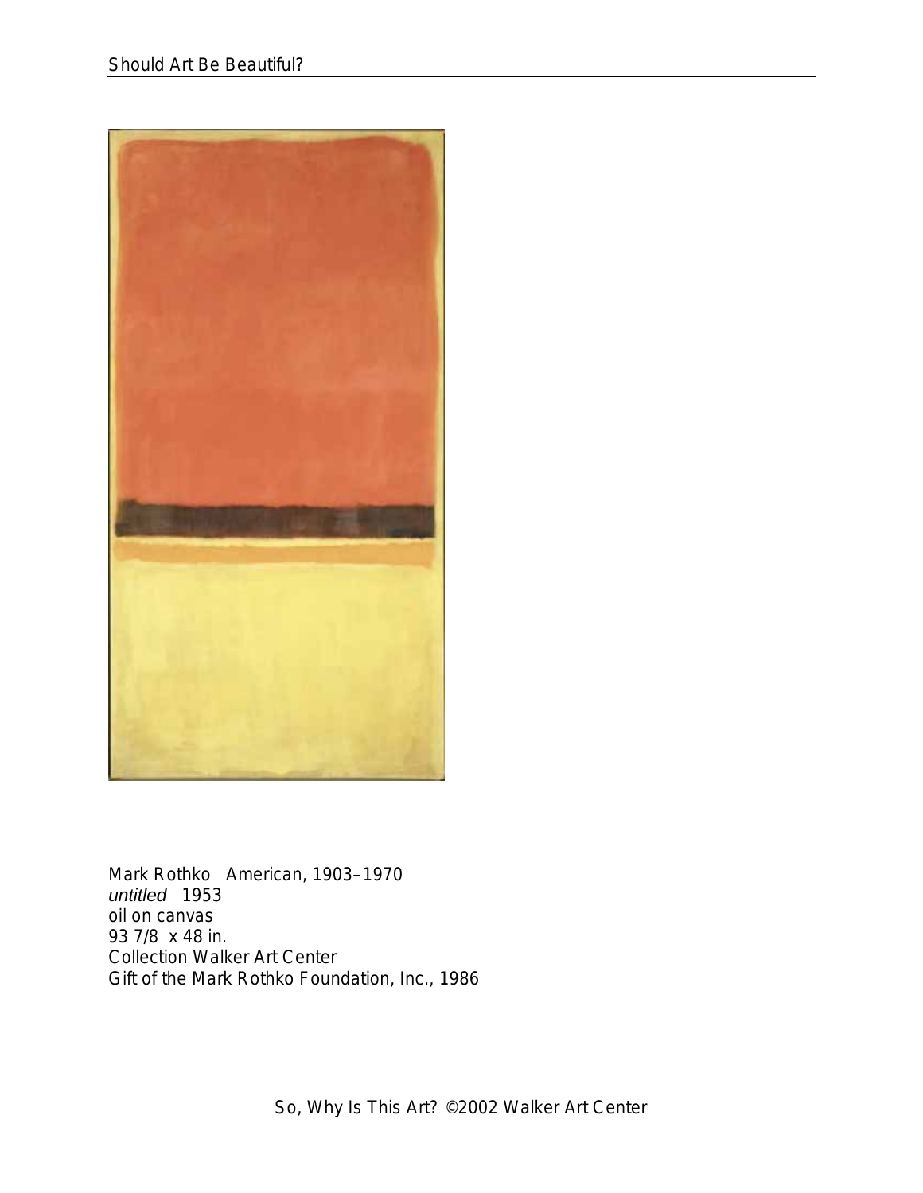Mark Rothko American, 1903–1970
*untitled* 1953
oil on canvas
93 7/8 x 48 in.
Collection Walker Art Center
Gift of the Mark Rothko Foundation, Inc., 1986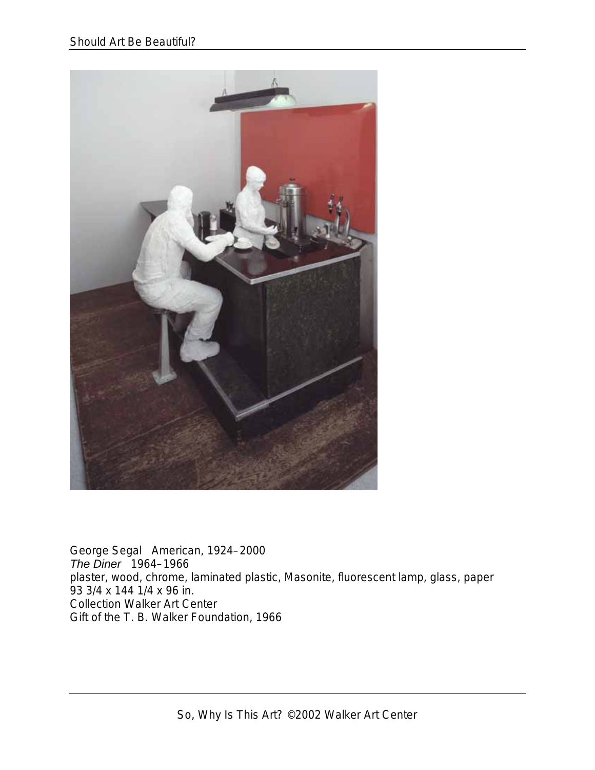George Segal American, 1924–2000
*The Diner* 1964–1966
plaster, wood, chrome, laminated plastic, Masonite, fluorescent lamp, glass, paper
93 3/4 x 144 1/4 x 96 in.
Collection Walker Art Center
Gift of the T. B. Walker Foundation, 1966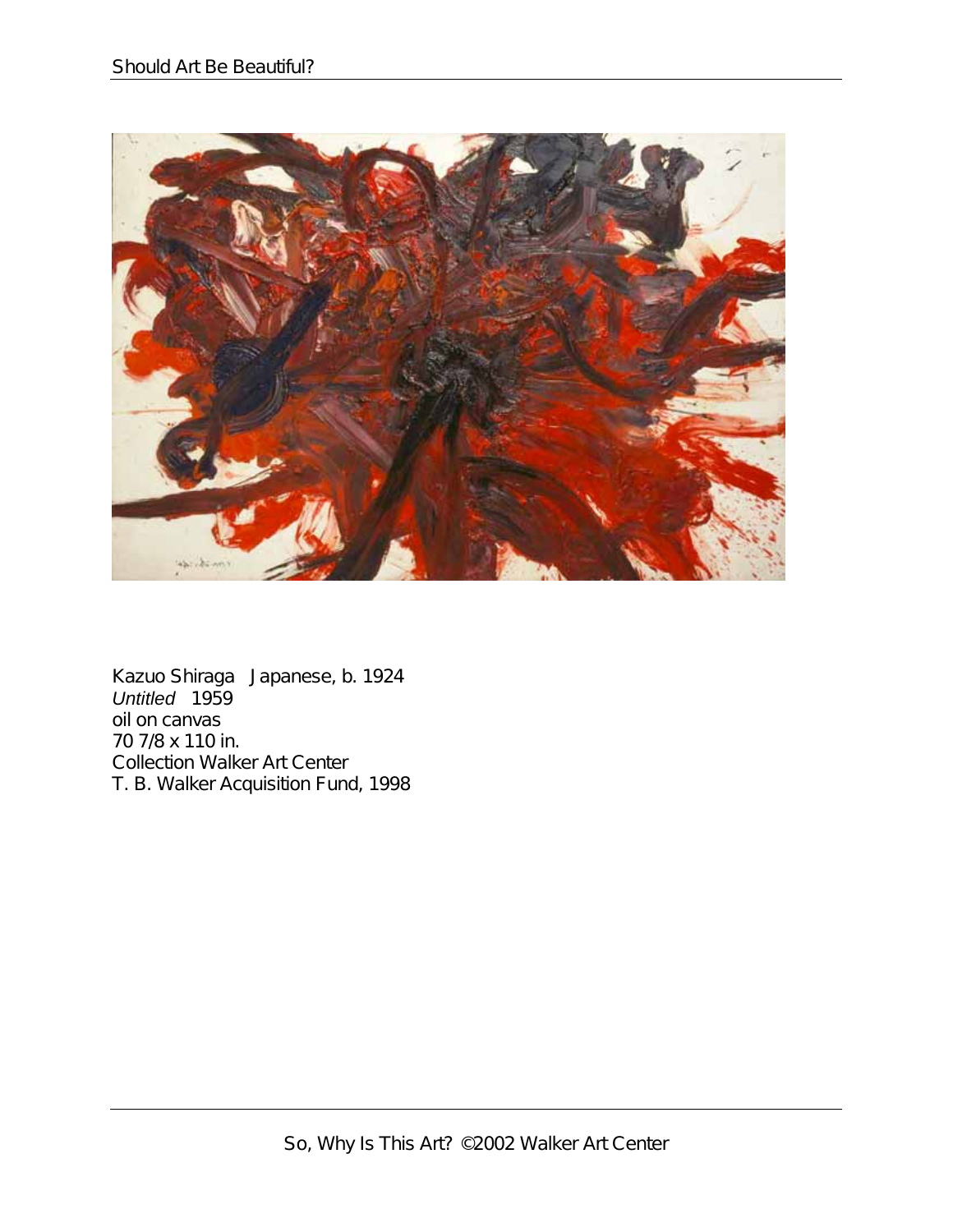Kazuo Shiraga Japanese, b. 1924
*Untitled* 1959
oil on canvas
70 7/8 x 110 in.
Collection Walker Art Center
T. B. Walker Acquisition Fund, 1998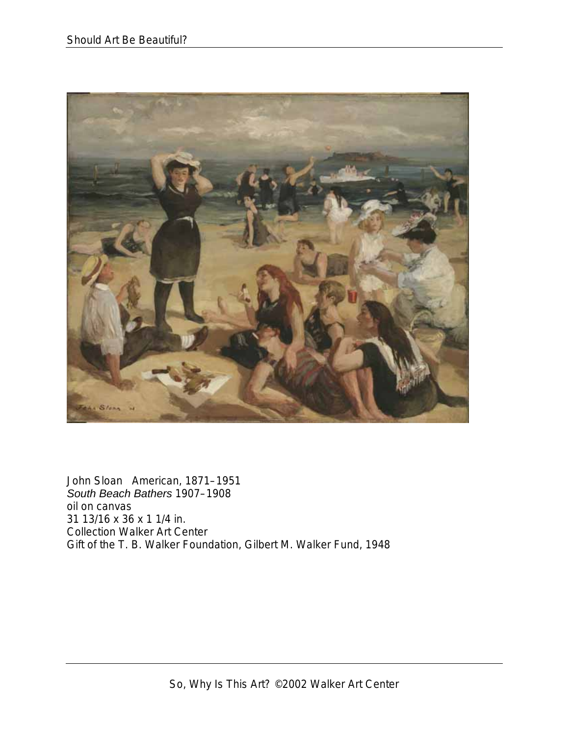John Sloan American, 1871–1951
*South Beach Bathers* 1907–1908
oil on canvas
31 13/16 x 36 x 1 1/4 in.
Collection Walker Art Center
Gift of the T. B. Walker Foundation, Gilbert M. Walker Fund, 1948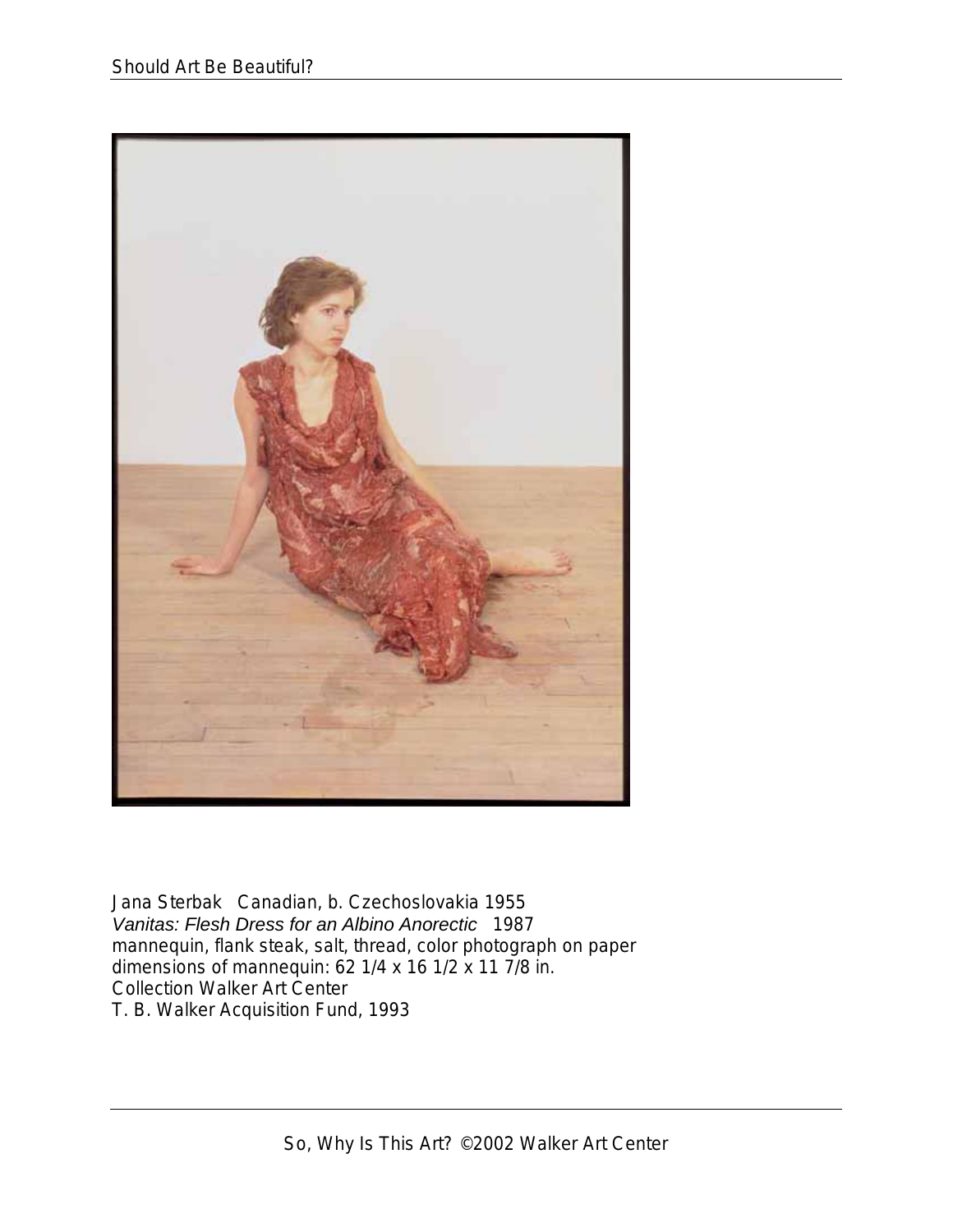Jana Sterbak Canadian, b. Czechoslovakia 1955
*Vanitas: Flesh Dress for an Albino Anorectic* 1987
mannequin, flank steak, salt, thread, color photograph on paper
dimensions of mannequin: 62 1/4 x 16 1/2 x 11 7/8 in.
Collection Walker Art Center
T. B. Walker Acquisition Fund, 1993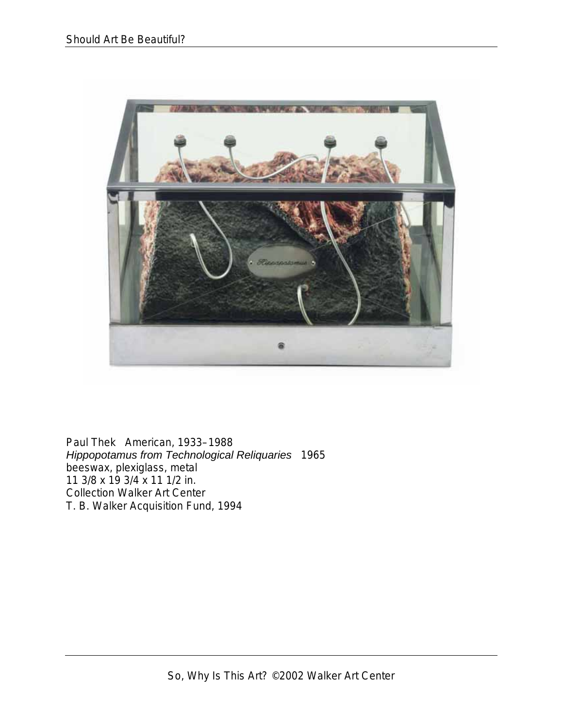Paul Thek American, 1933–1988
*Hippopotamus from Technological Reliquaries* 1965
beeswax, plexiglass, metal
11 3/8 x 19 3/4 x 11 1/2 in.
Collection Walker Art Center
T. B. Walker Acquisition Fund, 1994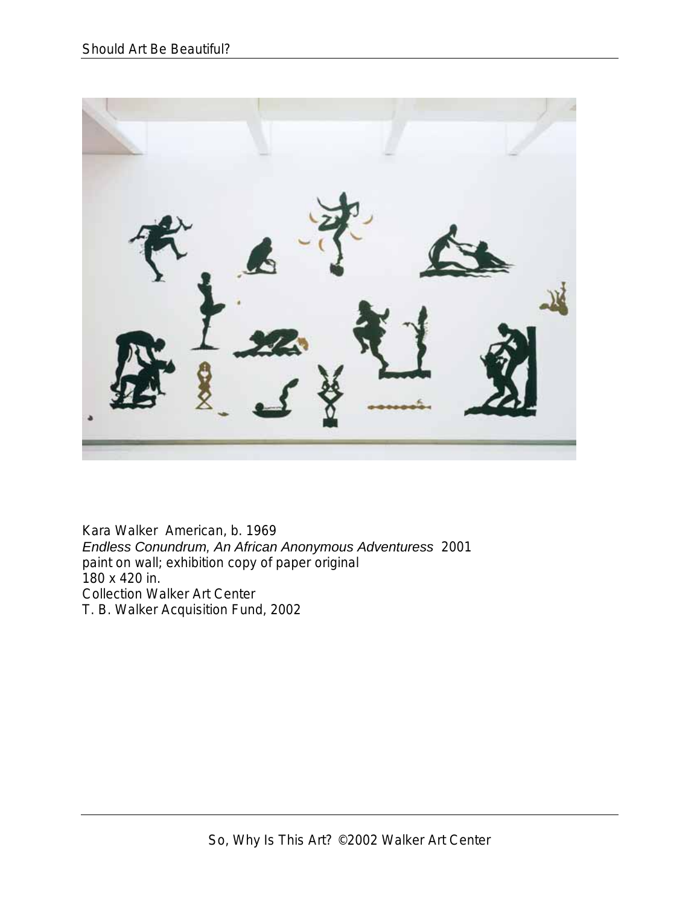Kara Walker American, b. 1969
*Endless Conundrum, An African Anonymous Adventuress* 2001
paint on wall; exhibition copy of paper original
180 x 420 in.
Collection Walker Art Center
T. B. Walker Acquisition Fund, 2002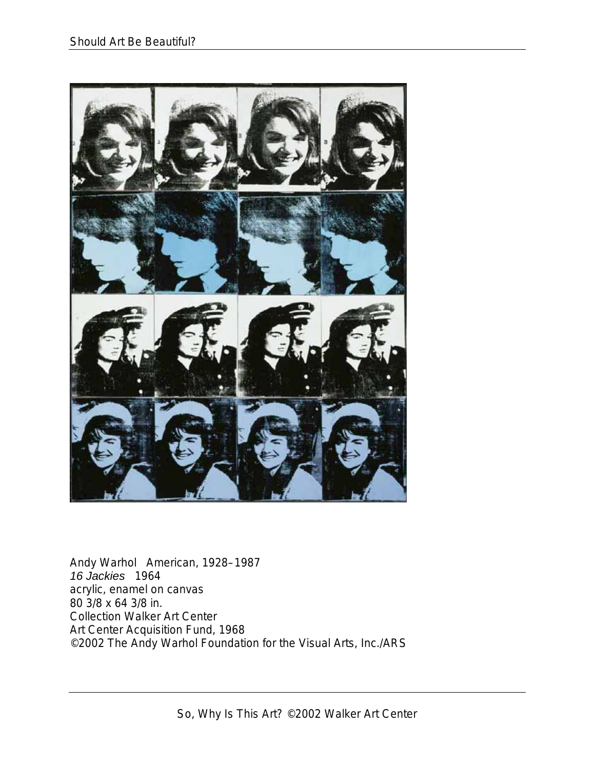Andy Warhol American, 1928–1987
*16 Jackies* 1964
acrylic, enamel on canvas
80 3/8 x 64 3/8 in.
Collection Walker Art Center
Art Center Acquisition Fund, 1968
©2002 The Andy Warhol Foundation for the Visual Arts, Inc./ARS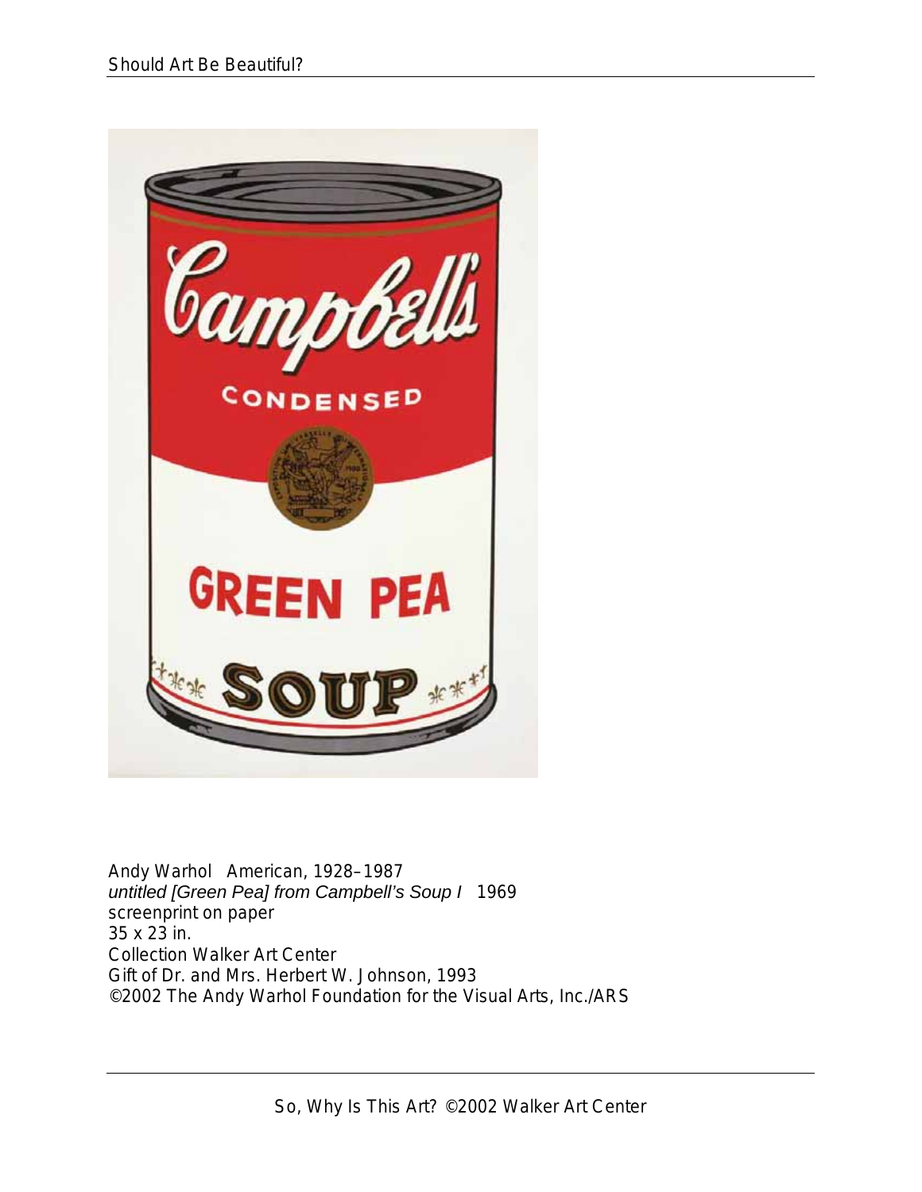Andy Warhol American, 1928–1987
*untitled [Green Pea] from Campbell's Soup I* 1969
screenprint on paper
35 x 23 in.
Collection Walker Art Center
Gift of Dr. and Mrs. Herbert W. Johnson, 1993
©2002 The Andy Warhol Foundation for the Visual Arts, Inc./ARS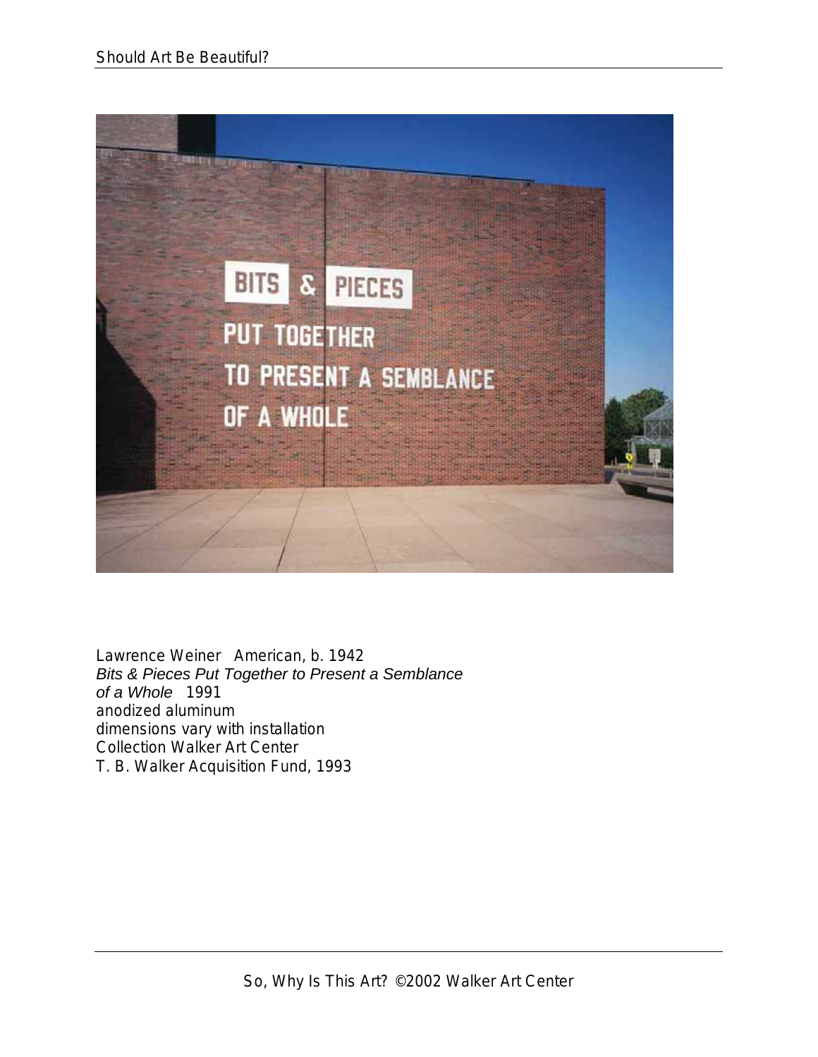Lawrence Weiner American, b. 1942
*Bits & Pieces Put Together to Present a Semblance of a Whole* 1991
anodized aluminum
dimensions vary with installation
Collection Walker Art Center
T. B. Walker Acquisition Fund, 1993